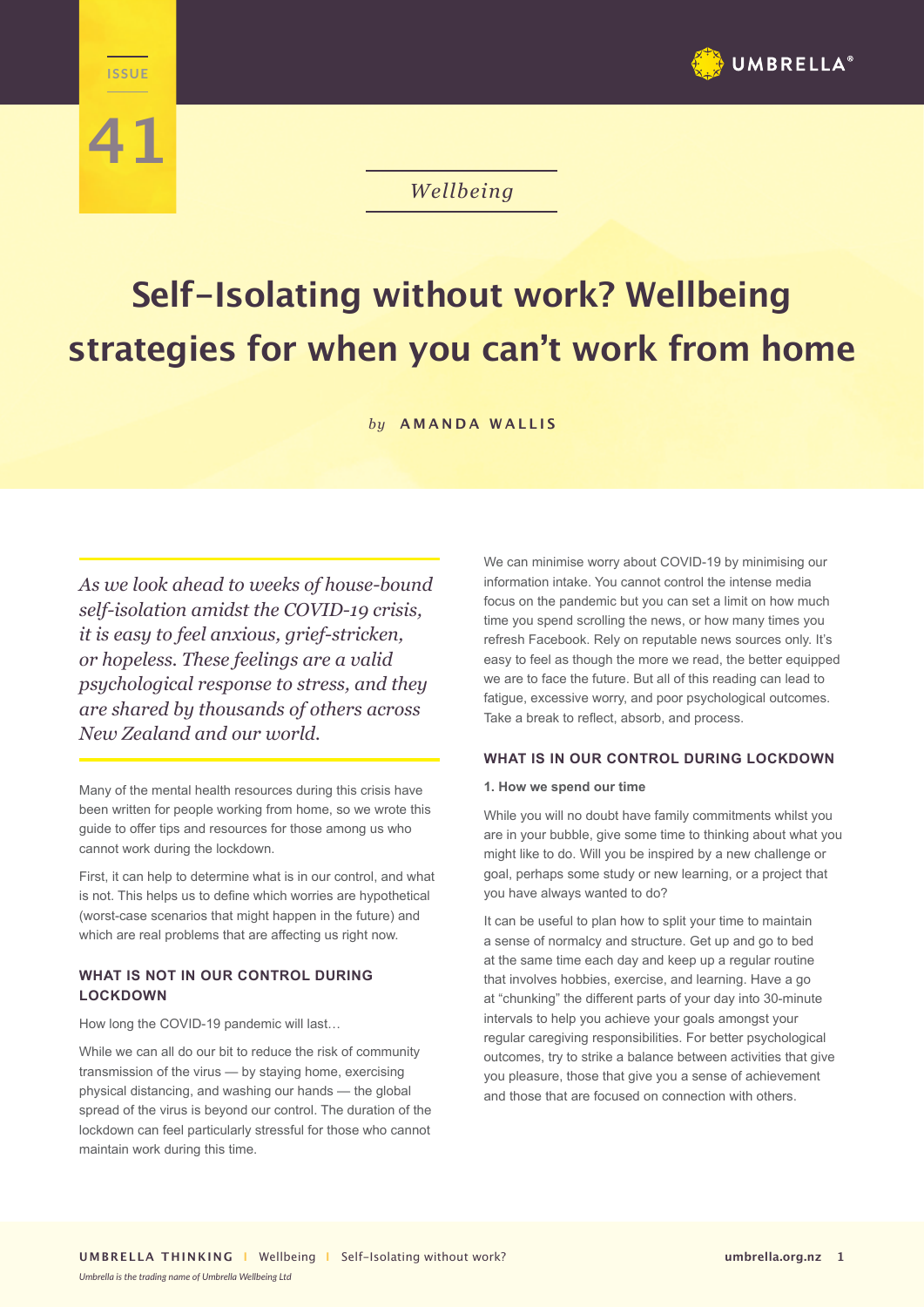ISSUE

41

*Wellbeing*

# Self-Isolating without work? Wellbeing strategies for when you can't work from home

*by* **AMANDA WALLIS**

*As we look ahead to weeks of house-bound self-isolation amidst the COVID-19 crisis, it is easy to feel anxious, grief-stricken, or hopeless. These feelings are a valid psychological response to stress, and they are shared by thousands of others across New Zealand and our world.*

Many of the mental health resources during this crisis have been written for people working from home, so we wrote this guide to offer tips and resources for those among us who cannot work during the lockdown.

First, it can help to determine what is in our control, and what is not. This helps us to define which worries are hypothetical (worst-case scenarios that might happen in the future) and which are real problems that are affecting us right now.

## WHAT IS NOT IN OUR CONTROL DURING LOCKDOWN

How long the COVID-19 pandemic will last…

While we can all do our bit to reduce the risk of community transmission of the virus — by staying home, exercising physical distancing, and washing our hands — the global spread of the virus is beyond our control. The duration of the lockdown can feel particularly stressful for those who cannot maintain work during this time.

We can minimise worry about COVID-19 by minimising our information intake. You cannot control the intense media focus on the pandemic but you can set a limit on how much time you spend scrolling the news, or how many times you refresh Facebook. Rely on reputable news sources only. It's easy to feel as though the more we read, the better equipped we are to face the future. But all of this reading can lead to fatigue, excessive worry, and poor psychological outcomes. Take a break to reflect, absorb, and process.

## WHAT IS IN OUR CONTROL DURING LOCKDOWN

### 1. How we spend our time

While you will no doubt have family commitments whilst you are in your bubble, give some time to thinking about what you might like to do. Will you be inspired by a new challenge or goal, perhaps some study or new learning, or a project that you have always wanted to do?

It can be useful to plan how to split your time to maintain a sense of normalcy and structure. Get up and go to bed at the same time each day and keep up a regular routine that involves hobbies, exercise, and learning. Have a go at "chunking" the different parts of your day into 30-minute intervals to help you achieve your goals amongst your regular caregiving responsibilities. For better psychological outcomes, try to strike a balance between activities that give you pleasure, those that give you a sense of achievement and those that are focused on connection with others.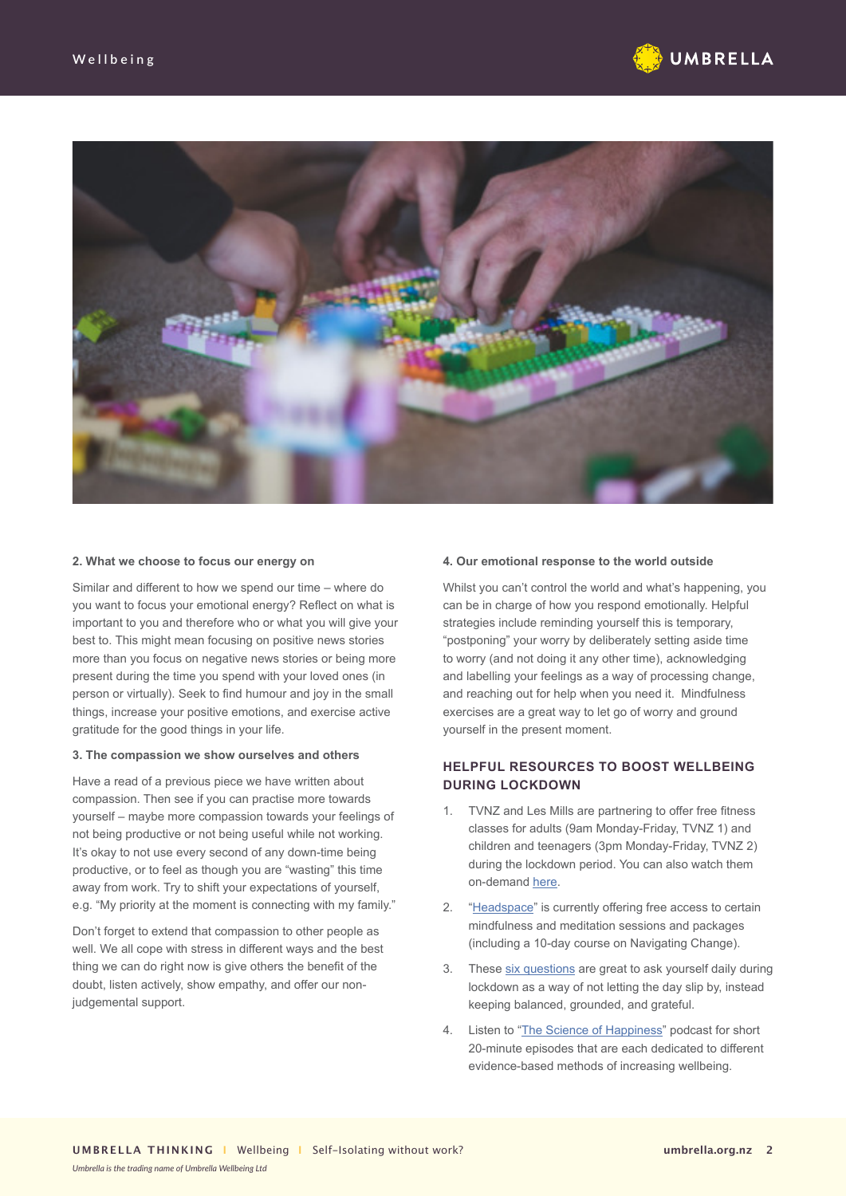### 2. What we choose to focus our energy on

Similar and different to how we spend our time – where do you want to focus your emotional energy? Reflect on what is important to you and therefore who or what you will give your best to. This might mean focusing on positive news stories more than you focus on negative news stories or being more present during the time you spend with your loved ones (in person or virtually). Seek to find humour and joy in the small things, increase your positive emotions, and exercise active gratitude for the good things in your life.

### 3. The compassion we show ourselves and others

Have a read of a previous piece we have written about compassion. Then see if you can practise more towards yourself – maybe more compassion towards your feelings of not being productive or not being useful while not working. It's okay to not use every second of any down-time being productive, or to feel as though you are "wasting" this time away from work. Try to shift your expectations of yourself, e.g. "My priority at the moment is connecting with my family."

Don't forget to extend that compassion to other people as well. We all cope with stress in different ways and the best thing we can do right now is give others the benefit of the doubt, listen actively, show empathy, and offer our non-judgemental support.

### 4. Our emotional response to the world outside

Whilst you can't control the world and what's happening, you can be in charge of how you respond emotionally. Helpful strategies include reminding yourself this is temporary, "postponing" your worry by deliberately setting aside time to worry (and not doing it any other time), acknowledging and labelling your feelings as a way of processing change, and reaching out for help when you need it. Mindfulness exercises are a great way to let go of worry and ground yourself in the present moment.

## HELPFUL RESOURCES TO BOOST WELLBEING DURING LOCKDOWN

1. TVNZ and Les Mills are partnering to offer free fitness classes for adults (9am Monday-Friday, TVNZ 1) and children and teenagers (3pm Monday-Friday, TVNZ 2) during the lockdown period. You can also watch them on-demand here.
2. "Headspace" is currently offering free access to certain mindfulness and meditation sessions and packages (including a 10-day course on Navigating Change).
3. These six questions are great to ask yourself daily during lockdown as a way of not letting the day slip by, instead keeping balanced, grounded, and grateful.
4. Listen to "The Science of Happiness" podcast for short 20-minute episodes that are each dedicated to different evidence-based methods of increasing wellbeing.

*Umbrella is the trading name of Umbrella Wellbeing Ltd*